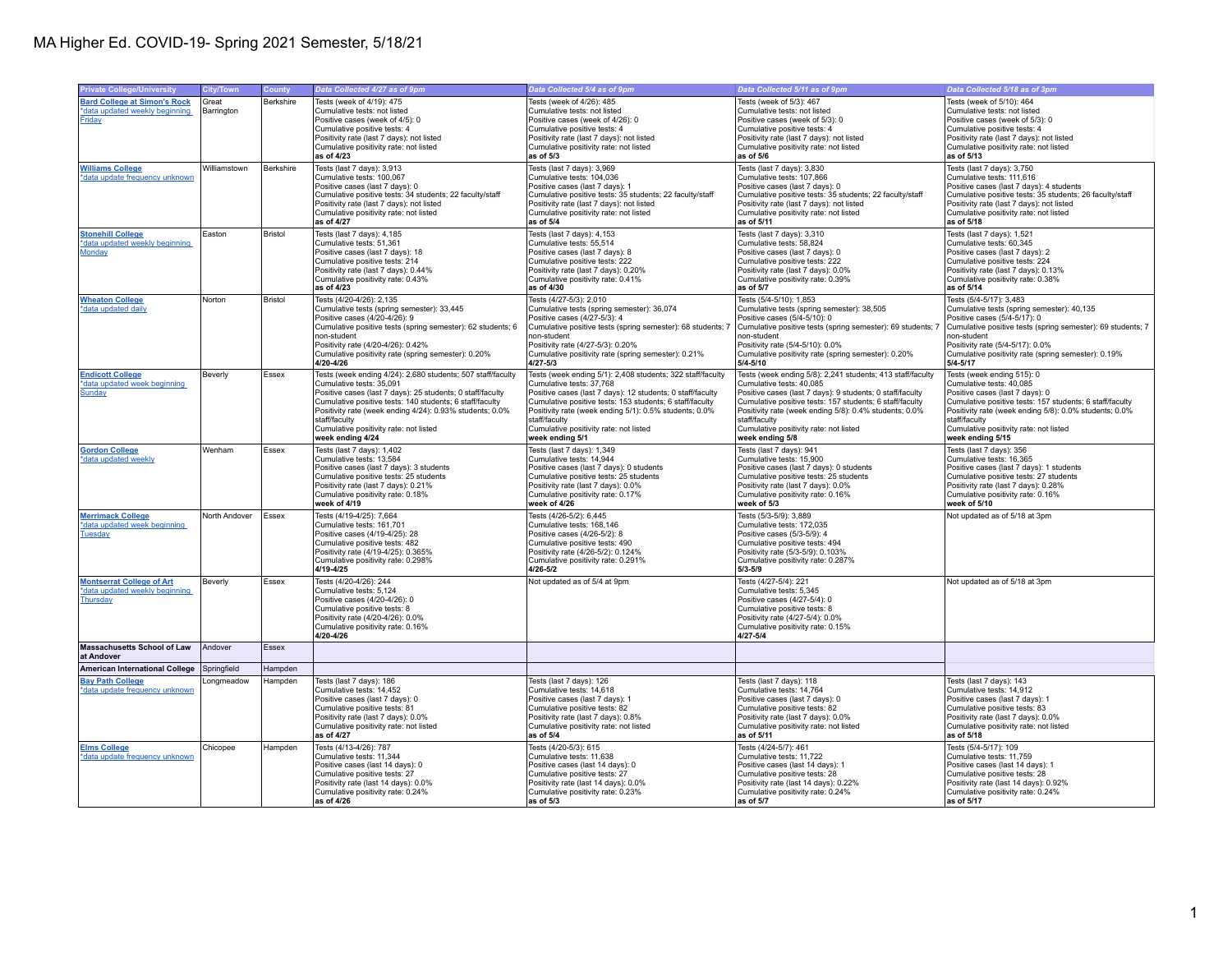# MA Higher Ed. COVID-19- Spring 2021 Semester, 5/18/21

| Private College/University | City/Town | County | Data Collected 4/27 as of 9pm | Data Collected 5/4 as of 9pm | Data Collected 5/11 as of 9pm | Data Collected 5/18 as of 3pm |
|---|---|---|---|---|---|---|
| **Bard College at Simon's Rock** *data updated weekly beginning Friday | Great Barrington | Berkshire | Tests (week of 4/19): 475<br>Cumulative tests: not listed<br>Positive cases (week of 4/26): 0<br>Cumulative positive tests: 4<br>Positivity rate (last 7 days): not listed<br>Cumulative positivity rate: not listed<br>**as of 4/23** | Tests (week of 4/26): 485<br>Cumulative tests: not listed<br>Positive cases (week of 4/26): 0<br>Cumulative positive tests: 4<br>Positivity rate (last 7 days): not listed<br>Cumulative positivity rate: not listed<br>**as of 5/3** | Tests (week of 5/3): 467<br>Cumulative tests: not listed<br>Positive cases (week of 5/3): 0<br>Cumulative positive tests: 4<br>Positivity rate (last 7 days): not listed<br>Cumulative positivity rate: not listed<br>**as of 5/6** | Tests (week of 5/10): 464<br>Cumulative tests: not listed<br>Positive cases (week of 5/3): 0<br>Cumulative positive tests: 4<br>Positivity rate (last 7 days): not listed<br>Cumulative positivity rate: not listed<br>**as of 5/13** |
| **Williams College** *data update frequency unknown | Williamstown | Berkshire | Tests (last 7 days): 3,913<br>Cumulative tests: 100,067<br>Positive cases (last 7 days): 0<br>Cumulative positive tests: 34 students; 22 faculty/staff<br>Positivity rate (last 7 days): not listed<br>Cumulative positivity rate: not listed<br>**as of 4/27** | Tests (last 7 days): 3,969<br>Cumulative tests: 104,036<br>Positive cases (last 7 days): 1<br>Cumulative positive tests: 35 students; 22 faculty/staff<br>Positivity rate (last 7 days): not listed<br>Cumulative positivity rate: not listed<br>**as of 5/4** | Tests (last 7 days): 3,830<br>Cumulative tests: 107,866<br>Positive cases (last 7 days): 0<br>Cumulative positive tests: 35 students; 22 faculty/staff<br>Positivity rate (last 7 days): not listed<br>Cumulative positivity rate: not listed<br>**as of 5/11** | Tests (last 7 days): 3,750<br>Cumulative tests: 111,616<br>Positive cases (last 7 days): 4 students<br>Cumulative positive tests: 35 students; 26 faculty/staff<br>Positivity rate (last 7 days): not listed<br>Cumulative positivity rate: not listed<br>**as of 5/18** |
| **Stonehill College** *data updated weekly beginning Monday | Easton | Bristol | Tests (last 7 days): 4,185<br>Cumulative tests: 51,361<br>Positive cases (last 7 days): 18<br>Cumulative positive tests: 214<br>Positivity rate (last 7 days): 0.44%<br>Cumulative positivity rate: 0.43%<br>**as of 4/23** | Tests (last 7 days): 4,153<br>Cumulative tests: 55,514<br>Positive cases (last 7 days): 8<br>Cumulative positive tests: 222<br>Positivity rate (last 7 days): 0.20%<br>Cumulative positivity rate: 0.41%<br>**as of 4/30** | Tests (last 7 days): 3,310<br>Cumulative tests: 58,824<br>Positive cases (last 7 days): 0<br>Cumulative positive tests: 222<br>Positivity rate (last 7 days): 0.0%<br>Cumulative positivity rate: 0.39%<br>**as of 5/7** | Tests (last 7 days): 1,521<br>Cumulative tests: 60,345<br>Positive cases (last 7 days): 2<br>Cumulative positive tests: 224<br>Positivity rate (last 7 days): 0.13%<br>Cumulative positivity rate: 0.38%<br>**as of 5/14** |
| **Wheaton College** *data updated daily | Norton | Bristol | Tests (4/20-4/26): 2,135<br>Cumulative tests (spring semester): 33,445<br>Positive cases (4/20-4/26): 9<br>Cumulative positive tests (spring semester): 62 students; 6 non-student<br>Positivity rate (4/20-4/26): 0.42%<br>Cumulative positivity rate (spring semester): 0.20%<br>**4/20-4/26** | Tests (4/27-5/3): 2,010<br>Cumulative tests (spring semester): 36,074<br>Positive cases (4/27-5/3): 4<br>Cumulative positive tests (spring semester): 68 students; 7 non-student<br>Positivity rate (4/27-5/3): 0.20%<br>Cumulative positivity rate (spring semester): 0.21%<br>**4/27-5/3** | Tests (5/4-5/10): 1,853<br>Cumulative tests (spring semester): 38,505<br>Positive cases (5/4-5/10): 0<br>Cumulative positive tests (spring semester): 69 students; 7 non-student<br>Positivity rate (5/4-5/10): 0.0%<br>Cumulative positivity rate (spring semester): 0.20%<br>**5/4-5/10** | Tests (5/4-5/17): 3,483<br>Cumulative tests (spring semester): 40,135<br>Positive cases (5/4-5/17): 0<br>Cumulative positive tests (spring semester): 69 students; 7 non-student<br>Positivity rate (5/4-5/17): 0.0%<br>Cumulative positivity rate (spring semester): 0.19%<br>**5/4-5/17** |
| **Endicott College** *data updated week beginning Sunday | Beverly | Essex | Tests (week ending 4/24): 2,680 students; 507 staff/faculty<br>Cumulative tests: 35,091<br>Positive cases (last 7 days): 25 students; 0 staff/faculty<br>Cumulative positive tests: 140 students; 6 staff/faculty<br>Positivity rate (week ending 4/24): 0.93% students; 0.0% staff/faculty<br>Cumulative positivity rate: not listed<br>**week ending 4/24** | Tests (week ending 5/1): 2,408 students; 322 staff/faculty<br>Cumulative tests: 37,768<br>Positive cases (last 7 days): 12 students; 0 staff/faculty<br>Cumulative positive tests: 153 students; 6 staff/faculty<br>Positivity rate (week ending 5/1): 0.5% students; 0.0% staff/faculty<br>Cumulative positivity rate: not listed<br>**week ending 5/1** | Tests (week ending 5/8): 2,241 students; 413 staff/faculty<br>Cumulative tests: 40,085<br>Positive cases (last 7 days): 9 students; 0 staff/faculty<br>Cumulative positive tests: 157 students; 6 staff/faculty<br>Positivity rate (week ending 5/8): 0.4% students; 0.0% staff/faculty<br>Cumulative positivity rate: not listed<br>**week ending 5/8** | Tests (week ending 515): 0<br>Cumulative tests: 40,085<br>Positive cases (last 7 days): 0<br>Cumulative positive tests: 157 students; 6 staff/faculty<br>Positivity rate (week ending 5/8): 0.0% students; 0.0% staff/faculty<br>Cumulative positivity rate: not listed<br>**week ending 5/15** |
| **Gordon College** *data updated weekly | Wenham | Essex | Tests (last 7 days): 1,402<br>Cumulative tests: 13,584<br>Positive cases (last 7 days): 3 students<br>Cumulative positive tests: 25 students<br>Positivity rate (last 7 days): 0.21%<br>Cumulative positivity rate: 0.18%<br>**week of 4/19** | Tests (last 7 days): 1,349<br>Cumulative tests: 14,944<br>Positive cases (last 7 days): 0 students<br>Cumulative positive tests: 25 students<br>Positivity rate (last 7 days): 0.0%<br>Cumulative positivity rate: 0.17%<br>**week of 4/26** | Tests (last 7 days): 941<br>Cumulative tests: 15,900<br>Positive cases (last 7 days): 0 students<br>Cumulative positive tests: 25 students<br>Positivity rate (last 7 days): 0.0%<br>Cumulative positivity rate: 0.16%<br>**week of 5/3** | Tests (last 7 days): 356<br>Cumulative tests: 16,365<br>Positive cases (last 7 days): 1 students<br>Cumulative positive tests: 27 students<br>Positivity rate (last 7 days): 0.28%<br>Cumulative positivity rate: 0.16%<br>**week of 5/10** |
| **Merrimack College** *data updated week beginning Tuesday | North Andover | Essex | Tests (4/19-4/25): 7,664<br>Cumulative tests: 161,701<br>Positive cases (4/19-4/25): 28<br>Cumulative positive tests: 482<br>Positivity rate (4/19-4/25): 0.365%<br>Cumulative positivity rate: 0.298%<br>**4/19-4/25** | Tests (4/26-5/2): 6,445<br>Cumulative tests: 168,146<br>Positive cases (4/26-5/2): 8<br>Cumulative positive tests: 490<br>Positivity rate (4/26-5/2): 0.124%<br>Cumulative positivity rate: 0.291%<br>**4/26-5/2** | Tests (5/3-5/9): 3,889<br>Cumulative tests: 172,035<br>Positive cases (5/3-5/9): 4<br>Cumulative positive tests: 494<br>Positivity rate (5/3-5/9): 0.103%<br>Cumulative positivity rate: 0.287%<br>**5/3-5/9** | Not updated as of 5/18 at 3pm |
| **Montserrat College of Art** *data updated weekly beginning Thursday | Beverly | Essex | Tests (4/20-4/26): 244<br>Cumulative tests: 5,124<br>Positive cases (4/20-4/26): 0<br>Cumulative positive tests: 8<br>Positivity rate (4/20-4/26): 0.0%<br>Cumulative positivity rate: 0.16%<br>**4/20-4/26** | Not updated as of 5/4 at 9pm | Tests (4/27-5/4): 221<br>Cumulative tests: 5,345<br>Positive cases (4/27-5/4): 0<br>Cumulative positive tests: 8<br>Positivity rate (4/27-5/4): 0.0%<br>Cumulative positivity rate: 0.15%<br>**4/27-5/4** | Not updated as of 5/18 at 3pm |
| **Massachusetts School of Law at Andover** | Andover | Essex | | | | |
| **American International College** | Springfield | Hampden | | | | |
| **Bay Path College** *data update frequency unknown | Longmeadow | Hampden | Tests (last 7 days): 186<br>Cumulative tests: 14,452<br>Positive cases (last 7 days): 0<br>Cumulative positive tests: 81<br>Positivity rate (last 7 days): 0.0%<br>Cumulative positivity rate: not listed<br>**as of 4/27** | Tests (last 7 days): 126<br>Cumulative tests: 14,618<br>Positive cases (last 7 days): 1<br>Cumulative positive tests: 82<br>Positivity rate (last 7 days): 0.8%<br>Cumulative positivity rate: not listed<br>**as of 5/4** | Tests (last 7 days): 118<br>Cumulative tests: 14,764<br>Positive cases (last 7 days): 0<br>Cumulative positive tests: 82<br>Positivity rate (last 7 days): 0.0%<br>Cumulative positivity rate: not listed<br>**as of 5/11** | Tests (last 7 days): 143<br>Cumulative tests: 14,912<br>Positive cases (last 7 days): 1<br>Cumulative positive tests: 83<br>Positivity rate (last 7 days): 0.0%<br>Cumulative positivity rate: not listed<br>**as of 5/18** |
| **Elms College** *data update frequency unknown | Chicopee | Hampden | Tests (4/13-4/26): 787<br>Cumulative tests: 11,344<br>Positive cases (last 14 days): 0<br>Cumulative positive tests: 27<br>Positivity rate (last 14 days): 0.0%<br>Cumulative positivity rate: 0.24%<br>**as of 4/26** | Tests (4/20-5/3): 615<br>Cumulative tests: 11,638<br>Positive cases (last 14 days): 0<br>Cumulative positive tests: 27<br>Positivity rate (last 14 days): 0.0%<br>Cumulative positivity rate: 0.23%<br>**as of 5/3** | Tests (4/24-5/7): 461<br>Cumulative tests: 11,722<br>Positive cases (last 14 days): 1<br>Cumulative positive tests: 28<br>Positivity rate (last 14 days): 0.22%<br>Cumulative positivity rate: 0.24%<br>**as of 5/7** | Tests (5/4-5/17): 109<br>Cumulative tests: 11,759<br>Positive cases (last 14 days): 1<br>Cumulative positive tests: 28<br>Positivity rate (last 14 days): 0.92%<br>Cumulative positivity rate: 0.24%<br>**as of 5/17** |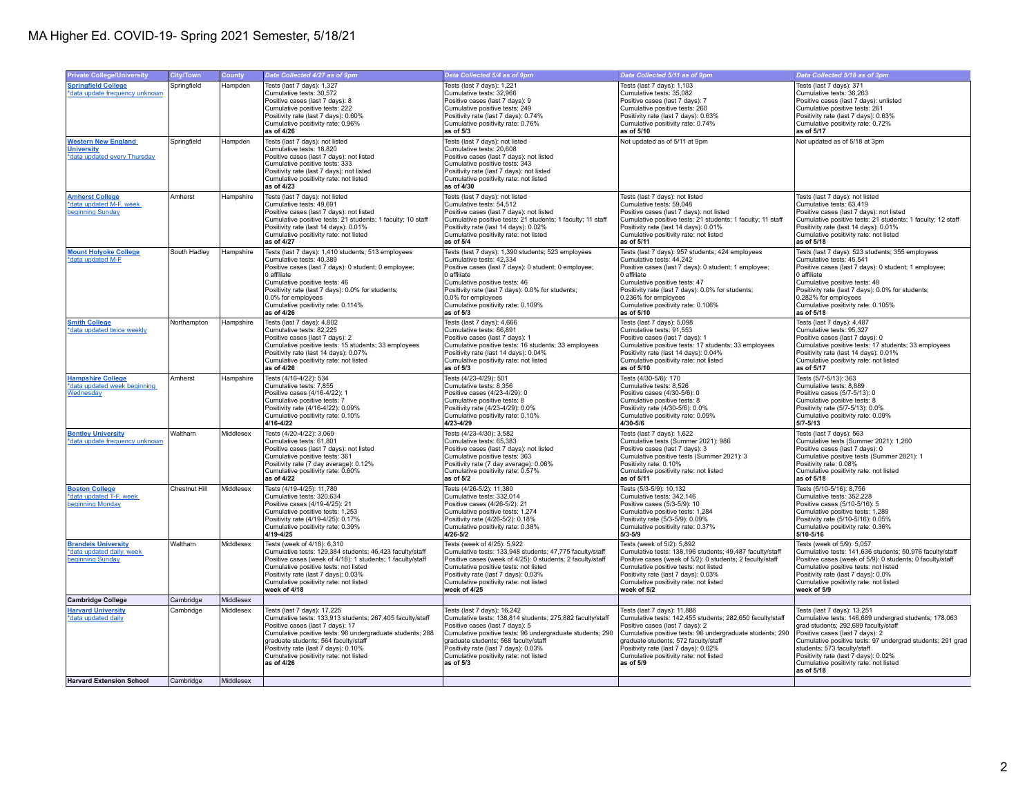# MA Higher Ed. COVID-19- Spring 2021 Semester, 5/18/21

| Private College/University | City/Town | County | Data Collected 4/27 as of 9pm | Data Collected 5/4 as of 9pm | Data Collected 5/11 as of 9pm | Data Collected 5/18 as of 3pm |
|---|---|---|---|---|---|---|
| **Springfield College** *data update frequency unknown | Springfield | Hampden | Tests (last 7 days): 1,327<br>Cumulative tests: 30,572<br>Positive cases (last 7 days): 8<br>Cumulative positive tests: 222<br>Positivity rate (last 7 days): 0.60%<br>Cumulative positivity rate: 0.96%<br>**as of 4/26** | Tests (last 7 days): 1,221<br>Cumulative tests: 32,966<br>Positive cases (last 7 days): 9<br>Cumulative positive tests: 249<br>Positivity rate (last 7 days): 0.74%<br>Cumulative positivity rate: 0.76%<br>**as of 5/3** | Tests (last 7 days): 1,103<br>Cumulative tests: 35,082<br>Positive cases (last 7 days): 7<br>Cumulative positive tests: 260<br>Positivity rate (last 7 days): 0.63%<br>Cumulative positivity rate: 0.74%<br>**as of 5/10** | Tests (last 7 days): 371<br>Cumulative tests: 36,263<br>Positive cases (last 7 days): unlisted<br>Cumulative positive tests: 261<br>Positivity rate (last 7 days): 0.63%<br>Cumulative positivity rate: 0.72%<br>**as of 5/17** |
| **Western New England University** *data updated every Thursday | Springfield | Hampden | Tests (last 7 days): not listed<br>Cumulative tests: 18,820<br>Positive cases (last 7 days): not listed<br>Cumulative positive tests: 333<br>Positivity rate (last 7 days): not listed<br>Cumulative positivity rate: not listed<br>**as of 4/23** | Tests (last 7 days): not listed<br>Cumulative tests: 20,608<br>Positive cases (last 7 days): not listed<br>Cumulative positive tests: 343<br>Positivity rate (last 7 days): not listed<br>Cumulative positivity rate: not listed<br>**as of 4/30** | Not updated as of 5/11 at 9pm | Not updated as of 5/18 at 3pm |
| **Amherst College** *data updated M-F, week beginning Sunday | Amherst | Hampshire | Tests (last 7 days): not listed<br>Cumulative tests: 49,691<br>Positive cases (last 7 days): not listed<br>Cumulative positive tests: 21 students; 1 faculty; 10 staff<br>Positivity rate (last 14 days): 0.01%<br>Cumulative positivity rate: not listed<br>**as of 4/27** | Tests (last 7 days): not listed<br>Cumulative tests: 54,512<br>Positive cases (last 7 days): not listed<br>Cumulative positive tests: 21 students; 1 faculty; 11 staff<br>Positivity rate (last 14 days): 0.02%<br>Cumulative positivity rate: not listed<br>**as of 5/4** | Tests (last 7 days): not listed<br>Cumulative tests: 59,048<br>Positive cases (last 7 days): not listed<br>Cumulative positive tests: 21 students; 1 faculty; 11 staff<br>Positivity rate (last 14 days): 0.01%<br>Cumulative positivity rate: not listed<br>**as of 5/11** | Tests (last 7 days): not listed<br>Cumulative tests: 63,419<br>Positive cases (last 7 days): not listed<br>Cumulative positive tests: 21 students; 1 faculty; 12 staff<br>Positivity rate (last 14 days): 0.01%<br>Cumulative positivity rate: not listed<br>**as of 5/18** |
| **Mount Holyoke College** *data updated M-F | South Hadley | Hampshire | Tests (last 7 days): 1,410 students; 513 employees<br>Cumulative tests: 40,389<br>Positive cases (last 7 days): 0 student; 0 employee; 0 affiliate<br>Cumulative positive tests: 46<br>Positivity rate (last 7 days): 0.0% for students; 0.0% for employees<br>Cumulative positivity rate: 0.114%<br>**as of 4/26** | Tests (last 7 days): 1,390 students; 523 employees<br>Cumulative tests: 42,334<br>Positive cases (last 7 days): 0 student; 0 employee; 0 affiliate<br>Cumulative positive tests: 46<br>Positivity rate (last 7 days): 0.0% for students; 0.0% for employees<br>Cumulative positivity rate: 0.109%<br>**as of 5/3** | Tests (last 7 days): 957 students; 424 employees<br>Cumulative tests: 44,242<br>Positive cases (last 7 days): 0 student; 1 employee; 0 affiliate<br>Cumulative positive tests: 47<br>Positivity rate (last 7 days): 0.0% for students; 0.236% for employees<br>Cumulative positivity rate: 0.106%<br>**as of 5/10** | Tests (last 7 days): 523 students; 355 employees<br>Cumulative tests: 45,541<br>Positive cases (last 7 days): 0 student; 1 employee; 0 affiliate<br>Cumulative positive tests: 48<br>Positivity rate (last 7 days): 0.0% for students; 0.282% for employees<br>Cumulative positivity rate: 0.105%<br>**as of 5/18** |
| **Smith College** *data updated twice weekly | Northampton | Hampshire | Tests (last 7 days): 4,802<br>Cumulative tests: 82,225<br>Positive cases (last 7 days): 2<br>Cumulative positive tests: 15 students; 33 employees<br>Positivity rate (last 14 days): 0.07%<br>Cumulative positivity rate: not listed<br>**as of 4/26** | Tests (last 7 days): 4,666<br>Cumulative tests: 86,891<br>Positive cases (last 7 days): 1<br>Cumulative positive tests: 16 students; 33 employees<br>Positivity rate (last 14 days): 0.04%<br>Cumulative positivity rate: not listed<br>**as of 5/3** | Tests (last 7 days): 5,098<br>Cumulative tests: 91,553<br>Positive cases (last 7 days): 1<br>Cumulative positive tests: 17 students; 33 employees<br>Positivity rate (last 14 days): 0.04%<br>Cumulative positivity rate: not listed<br>**as of 5/10** | Tests (last 7 days): 4,487<br>Cumulative tests: 95,327<br>Positive cases (last 7 days): 0<br>Cumulative positive tests: 17 students; 33 employees<br>Positivity rate (last 14 days): 0.01%<br>Cumulative positivity rate: not listed<br>**as of 5/17** |
| **Hampshire College** *data updated week beginning Wednesday | Amherst | Hampshire | Tests (4/16-4/22): 534<br>Cumulative tests: 7,855<br>Positive cases (4/16-4/22): 1<br>Cumulative positive tests: 7<br>Positivity rate (4/16-4/22): 0.09%<br>Cumulative positivity rate: 0.10%<br>**4/16-4/22** | Tests (4/23-4/29): 501<br>Cumulative tests: 8,356<br>Positive cases (4/23-4/29): 0<br>Cumulative positive tests: 8<br>Positivity rate (4/23-4/29): 0.0%<br>Cumulative positivity rate: 0.10%<br>**4/23-4/29** | Tests (4/30-5/6): 170<br>Cumulative tests: 8,526<br>Positive cases (4/30-5/6): 0<br>Cumulative positive tests: 8<br>Positivity rate (4/30-5/6): 0.0%<br>Cumulative positivity rate: 0.09%<br>**4/30-5/6** | Tests (5/7-5/13): 363<br>Cumulative tests: 8,889<br>Positive cases (5/7-5/13): 0<br>Cumulative positive tests: 8<br>Positivity rate (5/7-5/13): 0.0%<br>Cumulative positivity rate: 0.09%<br>**5/7-5/13** |
| **Bentley University** *data update frequency unknown | Waltham | Middlesex | Tests (4/20-4/22): 3,069<br>Cumulative tests: 61,801<br>Positive cases (last 7 days): not listed<br>Cumulative positive tests: 361<br>Positivity rate (7 day average): 0.12%<br>Cumulative positivity rate: 0.60%<br>**as of 4/22** | Tests (4/23-4/30): 3,582<br>Cumulative tests: 65,383<br>Positive cases (last 7 days): not listed<br>Cumulative positive tests: 363<br>Positivity rate (7 day average): 0.06%<br>Cumulative positivity rate: 0.57%<br>**as of 5/2** | Tests (last 7 days): 1,622<br>Cumulative tests (Summer 2021): 986<br>Positive cases (last 7 days): 3<br>Cumulative positive tests (Summer 2021): 3<br>Positivity rate: 0.10%<br>Cumulative positivity rate: not listed<br>**as of 5/11** | Tests (last 7 days): 563<br>Cumulative tests (Summer 2021): 1,260<br>Positive cases (last 7 days): 0<br>Cumulative positive tests (Summer 2021): 1<br>Positivity rate: 0.08%<br>Cumulative positivity rate: not listed<br>**as of 5/18** |
| **Boston College** *data updated T-F, week beginning Monday | Chestnut Hill | Middlesex | Tests (4/19-4/25): 11,780<br>Cumulative tests: 320,634<br>Positive cases (4/19-4/25): 21<br>Cumulative positive tests: 1,253<br>Positivity rate (4/19-4/25): 0.17%<br>Cumulative positivity rate: 0.39%<br>**4/19-4/25** | Tests (4/26-5/2): 11,380<br>Cumulative tests: 332,014<br>Positive cases (4/26-5/2): 21<br>Cumulative positive tests: 1,274<br>Positivity rate (4/26-5/2): 0.18%<br>Cumulative positivity rate: 0.38%<br>**4/26-5/2** | Tests (5/3-5/9): 10,132<br>Cumulative tests: 342,146<br>Positive cases (5/3-5/9): 10<br>Cumulative positive tests: 1,284<br>Positivity rate (5/3-5/9): 0.09%<br>Cumulative positivity rate: 0.37%<br>**5/3-5/9** | Tests (5/10-5/16): 8,756<br>Cumulative tests: 352,228<br>Positive cases (5/10-5/16): 5<br>Cumulative positive tests: 1,289<br>Positivity rate (5/10-5/16): 0.05%<br>Cumulative positivity rate: 0.36%<br>**5/10-5/16** |
| **Brandeis University** *data updated daily, week beginning Sunday | Waltham | Middlesex | Tests (week of 4/18): 6,310<br>Cumulative tests: 129,384 students; 46,423 faculty/staff<br>Positive cases (week of 4/18): 1 students; 1 faculty/staff<br>Cumulative positive tests: not listed<br>Positivity rate (last 7 days): 0.03%<br>Cumulative positivity rate: not listed<br>**week of 4/18** | Tests (week of 4/25): 5,922<br>Cumulative tests: 133,948 students; 47,775 faculty/staff<br>Positive cases (week of 4/25): 0 students; 2 faculty/staff<br>Cumulative positive tests: not listed<br>Positivity rate (last 7 days): 0.03%<br>Cumulative positivity rate: not listed<br>**week of 4/25** | Tests (week of 5/2): 5,892<br>Cumulative tests: 138,196 students; 49,487 faculty/staff<br>Positive cases (week of 5/2): 0 students; 2 faculty/staff<br>Cumulative positive tests: not listed<br>Positivity rate (last 7 days): 0.03%<br>Cumulative positivity rate: not listed<br>**week of 5/2** | Tests (week of 5/9): 5,057<br>Cumulative tests: 141,636 students; 50,976 faculty/staff<br>Positive cases (week of 5/9): 0 students; 0 faculty/staff<br>Cumulative positive tests: not listed<br>Positivity rate (last 7 days): 0.0%<br>Cumulative positivity rate: not listed<br>**week of 5/9** |
| **Cambridge College** | Cambridge | Middlesex | | | | |
| **Harvard University** *data updated daily | Cambridge | Middlesex | Tests (last 7 days): 17,225<br>Cumulative tests: 133,913 students; 267,405 faculty/staff<br>Positive cases (last 7 days): 17<br>Cumulative positive tests: 96 undergraduate students; 288 graduate students; 564 faculty/staff<br>Positivity rate (last 7 days): 0.10%<br>Cumulative positivity rate: not listed<br>**as of 4/26** | Tests (last 7 days): 16,242<br>Cumulative tests: 138,814 students; 275,882 faculty/staff<br>Positive cases (last 7 days): 5<br>Cumulative positive tests: 96 undergraduate students; 290 graduate students; 568 faculty/staff<br>Positivity rate (last 7 days): 0.03%<br>Cumulative positivity rate: not listed<br>**as of 5/3** | Tests (last 7 days): 11,886<br>Cumulative tests: 142,455 students; 282,650 faculty/staff<br>Positive cases (last 7 days): 2<br>Cumulative positive tests: 96 undergraduate students; 290 graduate students; 572 faculty/staff<br>Positivity rate (last 7 days): 0.02%<br>Cumulative positivity rate: not listed<br>**as of 5/9** | Tests (last 7 days): 13,251<br>Cumulative tests: 146,689 undergrad students; 178,063 grad students; 292,689 faculty/staff<br>Positive cases (last 7 days): 2<br>Cumulative positive tests: 97 undergrad students; 291 grad students; 573 faculty/staff<br>Positivity rate (last 7 days): 0.02%<br>Cumulative positivity rate: not listed<br>**as of 5/18** |
| **Harvard Extension School** | Cambridge | Middlesex | | | | |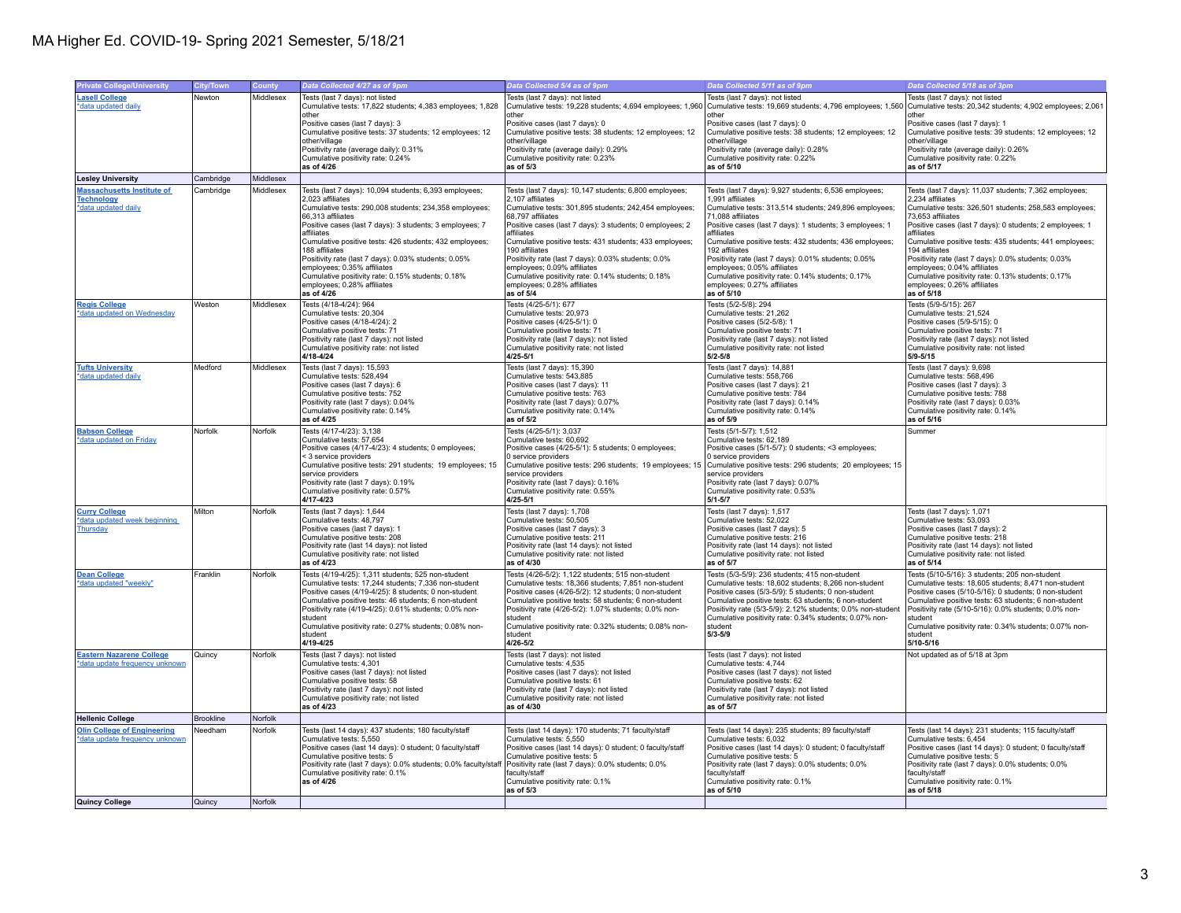# MA Higher Ed. COVID-19- Spring 2021 Semester, 5/18/21

| Private College/University | City/Town | County | Data Collected 4/27 as of 9pm | Data Collected 5/4 as of 9pm | Data Collected 5/11 as of 9pm | Data Collected 5/18 as of 3pm |
|---|---|---|---|---|---|---|
| **Lasell College** *data updated daily | Newton | Middlesex | Tests (last 7 days): not listed<br>Cumulative tests: 17,822 students; 4,383 employees; 1,828 other<br>Positive cases (last 7 days): 3<br>Cumulative positive tests: 37 students; 12 employees; 12 other/village<br>Positivity rate (average daily): 0.31%<br>Cumulative positivity rate: 0.24%<br>**as of 4/26** | Tests (last 7 days): not listed<br>Cumulative tests: 19,228 students; 4,694 employees; 1,960 other<br>Positive cases (last 7 days): 0<br>Cumulative positive tests: 38 students; 12 employees; 12 other/village<br>Positivity rate (average daily): 0.29%<br>Cumulative positivity rate: 0.23%<br>**as of 5/3** | Tests (last 7 days): not listed<br>Cumulative tests: 19,669 students; 4,796 employees; 1,560 other<br>Positive cases (last 7 days): 0<br>Cumulative positive tests: 38 students; 12 employees; 12 other/village<br>Positivity rate (average daily): 0.28%<br>Cumulative positivity rate: 0.22%<br>**as of 5/10** | Tests (last 7 days): not listed<br>Cumulative tests: 20,342 students; 4,902 employees; 2,061 other<br>Positive cases (last 7 days): 1<br>Cumulative positive tests: 39 students; 12 employees; 12 other/village<br>Positivity rate (average daily): 0.26%<br>Cumulative positivity rate: 0.22%<br>**as of 5/17** |
| **Lesley University** | Cambridge | Middlesex | | | | |
| **Massachusetts Institute of Technology** *data updated daily | Cambridge | Middlesex | Tests (last 7 days): 10,094 students; 6,393 employees; 2,023 affiliates<br>Cumulative tests: 290,008 students; 234,358 employees; 66,313 affiliates<br>Positive cases (last 7 days): 3 students; 3 employees; 7 affiliates<br>Cumulative positive tests: 426 students; 432 employees; 188 affiliates<br>Positivity rate (last 7 days): 0.03% students; 0.05% employees; 0.35% affiliates<br>Cumulative positivity rate: 0.15% students; 0.18% employees; 0.28% affiliates<br>**as of 4/26** | Tests (last 7 days): 10,147 students; 6,800 employees; 2,107 affiliates<br>Cumulative tests: 301,895 students; 242,454 employees; 68,797 affiliates<br>Positive cases (last 7 days): 3 students; 0 employees; 2 affiliates<br>Cumulative positive tests: 431 students; 433 employees; 190 affiliates<br>Positivity rate (last 7 days): 0.03% students; 0.0% employees; 0.09% affiliates<br>Cumulative positivity rate: 0.14% students; 0.18% employees; 0.28% affiliates<br>**as of 5/4** | Tests (last 7 days): 9,927 students; 6,536 employees; 1,991 affiliates<br>Cumulative tests: 313,514 students; 249,896 employees; 71,088 affiliates<br>Positive cases (last 7 days): 1 students; 3 employees; 1 affiliates<br>Cumulative positive tests: 432 students; 436 employees; 192 affiliates<br>Positivity rate (last 7 days): 0.01% students; 0.05% employees; 0.05% affiliates<br>Cumulative positivity rate: 0.14% students; 0.17% employees; 0.27% affiliates<br>**as of 5/10** | Tests (last 7 days): 11,037 students; 7,362 employees; 2,234 affiliates<br>Cumulative tests: 326,501 students; 258,583 employees; 73,653 affiliates<br>Positive cases (last 7 days): 0 students; 2 employees; 1 affiliates<br>Cumulative positive tests: 435 students; 441 employees; 194 affiliates<br>Positivity rate (last 7 days): 0.0% students; 0.03% employees; 0.04% affiliates<br>Cumulative positivity rate: 0.13% students; 0.17% employees; 0.26% affiliates<br>**as of 5/18** |
| **Regis College** *data updated on Wednesday | Weston | Middlesex | Tests (4/18-4/24): 964<br>Cumulative tests: 20,304<br>Positive cases (4/18-4/24): 2<br>Cumulative positive tests: 71<br>Positivity rate (last 7 days): not listed<br>Cumulative positivity rate: not listed<br>**4/18-4/24** | Tests (4/25-5/1): 677<br>Cumulative tests: 20,973<br>Positive cases (4/25-5/1): 0<br>Cumulative positive tests: 71<br>Positivity rate (last 7 days): not listed<br>Cumulative positivity rate: not listed<br>**4/25-5/1** | Tests (5/2-5/8): 294<br>Cumulative tests: 21,262<br>Positive cases (5/2-5/8): 1<br>Cumulative positive tests: 71<br>Positivity rate (last 7 days): not listed<br>Cumulative positivity rate: not listed<br>**5/2-5/8** | Tests (5/9-5/15): 267<br>Cumulative tests: 21,524<br>Positive cases (5/9-5/15): 0<br>Cumulative positive tests: 71<br>Positivity rate (last 7 days): not listed<br>Cumulative positivity rate: not listed<br>**5/9-5/15** |
| **Tufts University** *data updated daily | Medford | Middlesex | Tests (last 7 days): 15,593<br>Cumulative tests: 528,494<br>Positive cases (last 7 days): 6<br>Cumulative positive tests: 752<br>Positivity rate (last 7 days): 0.04%<br>Cumulative positivity rate: 0.14%<br>**as of 4/25** | Tests (last 7 days): 15,390<br>Cumulative tests: 543,885<br>Positive cases (last 7 days): 11<br>Cumulative positive tests: 763<br>Positivity rate (last 7 days): 0.07%<br>Cumulative positivity rate: 0.14%<br>**as of 5/2** | Tests (last 7 days): 14,881<br>Cumulative tests: 558,766<br>Positive cases (last 7 days): 21<br>Cumulative positive tests: 784<br>Positivity rate (last 7 days): 0.14%<br>Cumulative positivity rate: 0.14%<br>**as of 5/9** | Tests (last 7 days): 9,698<br>Cumulative tests: 568,496<br>Positive cases (last 7 days): 3<br>Cumulative positive tests: 788<br>Positivity rate (last 7 days): 0.03%<br>Cumulative positivity rate: 0.14%<br>**as of 5/16** |
| **Babson College** *data updated on Friday | Norfolk | Norfolk | Tests (4/17-4/23): 3,138<br>Cumulative tests: 57,654<br>Positive cases (4/17-4/23): 4 students; 0 employees; < 3 service providers<br>Cumulative positive tests: 291 students; 19 employees; 15 service providers<br>Positivity rate (last 7 days): 0.19%<br>Cumulative positivity rate: 0.57%<br>**4/17-4/23** | Tests (4/25-5/1): 3,037<br>Cumulative tests: 60,692<br>Positive cases (4/25-5/1): 5 students; 0 employees; 0 service providers<br>Cumulative positive tests: 296 students; 19 employees; 15 service providers<br>Positivity rate (last 7 days): 0.16%<br>Cumulative positivity rate: 0.55%<br>**4/25-5/1** | Tests (5/1-5/7): 1,512<br>Cumulative tests: 62,189<br>Positive cases (5/1-5/7): 0 students; <3 employees; 0 service providers<br>Cumulative positive tests: 296 students; 20 employees; 15 service providers<br>Positivity rate (last 7 days): 0.07%<br>Cumulative positivity rate: 0.53%<br>**5/1-5/7** | Summer |
| **Curry College** *data updated week beginning Thursday | Milton | Norfolk | Tests (last 7 days): 1,644<br>Cumulative tests: 48,797<br>Positive cases (last 7 days): 1<br>Cumulative positive tests: 208<br>Positivity rate (last 14 days): not listed<br>Cumulative positivity rate: not listed<br>**as of 4/23** | Tests (last 7 days): 1,708<br>Cumulative tests: 50,505<br>Positive cases (last 7 days): 3<br>Cumulative positive tests: 211<br>Positivity rate (last 14 days): not listed<br>Cumulative positivity rate: not listed<br>**as of 4/30** | Tests (last 7 days): 1,517<br>Cumulative tests: 52,022<br>Positive cases (last 7 days): 5<br>Cumulative positive tests: 216<br>Positivity rate (last 14 days): not listed<br>Cumulative positivity rate: not listed<br>**as of 5/7** | Tests (last 7 days): 1,071<br>Cumulative tests: 53,093<br>Positive cases (last 7 days): 2<br>Cumulative positive tests: 218<br>Positivity rate (last 14 days): not listed<br>Cumulative positivity rate: not listed<br>**as of 5/14** |
| **Dean College** *data updated "weekly" | Franklin | Norfolk | Tests (4/19-4/25): 1,311 students; 525 non-student<br>Cumulative tests: 17,244 students; 7,336 non-student<br>Positive cases (4/19-4/25): 8 students; 0 non-student<br>Cumulative positive tests: 46 students; 6 non-student<br>Positivity rate (4/19-4/25): 0.61% students; 0.0% non-student<br>Cumulative positivity rate: 0.27% students; 0.08% non-student<br>**4/19-4/25** | Tests (4/26-5/2): 1,122 students; 515 non-student<br>Cumulative tests: 18,366 students; 7,851 non-student<br>Positive cases (4/26-5/2): 12 students; 0 non-student<br>Cumulative positive tests: 58 students; 6 non-student<br>Positivity rate (4/26-5/2): 1.07% students; 0.0% non-student<br>Cumulative positivity rate: 0.32% students; 0.08% non-student<br>**4/26-5/2** | Tests (5/3-5/9): 236 students; 415 non-student<br>Cumulative tests: 18,602 students; 8,266 non-student<br>Positive cases (5/3-5/9): 5 students; 0 non-student<br>Cumulative positive tests: 63 students; 6 non-student<br>Positivity rate (5/3-5/9): 2.12% students; 0.0% non-student<br>Cumulative positivity rate: 0.34% students; 0.07% non-student<br>**5/3-5/9** | Tests (5/10-5/16): 3 students; 205 non-student<br>Cumulative tests: 18,605 students; 8,471 non-student<br>Positive cases (5/10-5/16): 0 students; 0 non-student<br>Cumulative positive tests: 63 students; 6 non-student<br>Positivity rate (5/10-5/16): 0.0% students; 0.0% non-student<br>Cumulative positivity rate: 0.34% students; 0.07% non-student<br>**5/10-5/16** |
| **Eastern Nazarene College** *data update frequency unknown | Quincy | Norfolk | Tests (last 7 days): not listed<br>Cumulative tests: 4,301<br>Positive cases (last 7 days): not listed<br>Cumulative positive tests: 58<br>Positivity rate (last 7 days): not listed<br>Cumulative positivity rate: not listed<br>**as of 4/23** | Tests (last 7 days): not listed<br>Cumulative tests: 4,535<br>Positive cases (last 7 days): not listed<br>Cumulative positive tests: 61<br>Positivity rate (last 7 days): not listed<br>Cumulative positivity rate: not listed<br>**as of 4/30** | Tests (last 7 days): not listed<br>Cumulative tests: 4,744<br>Positive cases (last 7 days): not listed<br>Cumulative positive tests: 62<br>Positivity rate (last 7 days): not listed<br>Cumulative positivity rate: not listed<br>**as of 5/7** | Not updated as of 5/18 at 3pm |
| **Hellenic College** | Brookline | Norfolk | | | | |
| **Olin College of Engineering** *data update frequency unknown | Needham | Norfolk | Tests (last 14 days): 437 students; 180 faculty/staff<br>Cumulative tests: 5,550<br>Positive cases (last 14 days): 0 student; 0 faculty/staff<br>Cumulative positive tests: 5<br>Positivity rate (last 7 days): 0.0% students; 0.0% faculty/staff<br>Cumulative positivity rate: 0.1%<br>**as of 4/26** | Tests (last 14 days): 170 students; 71 faculty/staff<br>Cumulative tests: 5,550<br>Positive cases (last 14 days): 0 student; 0 faculty/staff<br>Cumulative positive tests: 5<br>Positivity rate (last 7 days): 0.0% students; 0.0% faculty/staff<br>Cumulative positivity rate: 0.1%<br>**as of 5/3** | Tests (last 14 days): 235 students; 89 faculty/staff<br>Cumulative tests: 6,032<br>Positive cases (last 14 days): 0 student; 0 faculty/staff<br>Cumulative positive tests: 5<br>Positivity rate (last 7 days): 0.0% students; 0.0% faculty/staff<br>Cumulative positivity rate: 0.1%<br>**as of 5/10** | Tests (last 14 days): 231 students; 115 faculty/staff<br>Cumulative tests: 6,454<br>Positive cases (last 14 days): 0 student; 0 faculty/staff<br>Cumulative positive tests: 5<br>Positivity rate (last 7 days): 0.0% students; 0.0% faculty/staff<br>Cumulative positivity rate: 0.1%<br>**as of 5/18** |
| **Quincy College** | Quincy | Norfolk | | | | |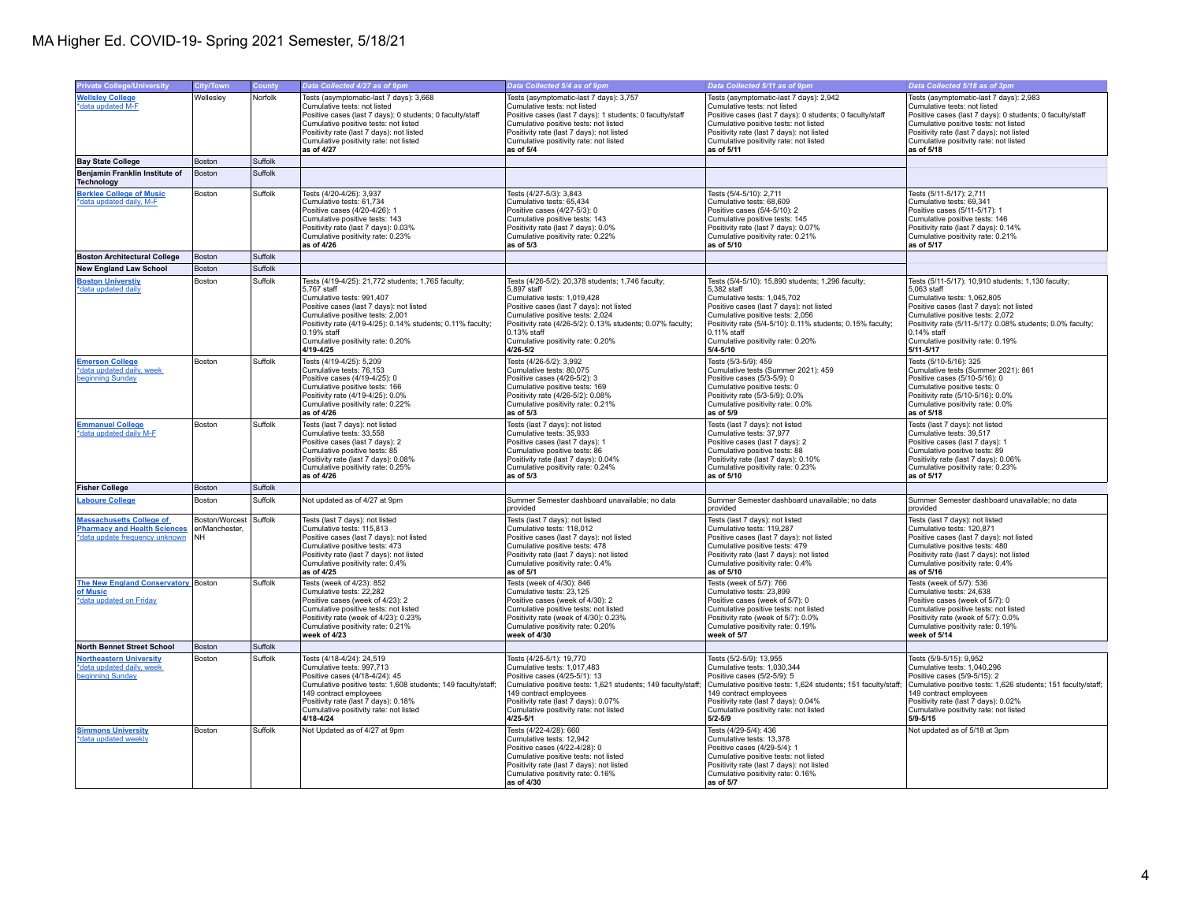# MA Higher Ed. COVID-19- Spring 2021 Semester, 5/18/21

| Private College/University | City/Town | County | Data Collected 4/27 as of 9pm | Data Collected 5/4 as of 9pm | Data Collected 5/11 as of 9pm | Data Collected 5/18 as of 3pm |
|---|---|---|---|---|---|---|
| Wellesley College *data updated M-F | Wellesley | Norfolk | Tests (asymptomatic-last 7 days): 3,668<br>Cumulative tests: not listed<br>Positive cases (last 7 days): 0 students; 0 faculty/staff<br>Cumulative positive tests: not listed<br>Positivity rate (last 7 days): not listed<br>Cumulative positivity rate: not listed<br>**as of 4/27** | Tests (asymptomatic-last 7 days): 3,757<br>Cumulative tests: not listed<br>Positive cases (last 7 days): 1 students; 0 faculty/staff<br>Cumulative positive tests: not listed<br>Positivity rate (last 7 days): not listed<br>Cumulative positivity rate: not listed<br>**as of 5/4** | Tests (asymptomatic-last 7 days): 2,942<br>Cumulative tests: not listed<br>Positive cases (last 7 days): 0 students; 0 faculty/staff<br>Cumulative positive tests: not listed<br>Positivity rate (last 7 days): not listed<br>Cumulative positivity rate: not listed<br>**as of 5/11** | Tests (asymptomatic-last 7 days): 2,983<br>Cumulative tests: not listed<br>Positive cases (last 7 days): 0 students; 0 faculty/staff<br>Cumulative positive tests: not listed<br>Positivity rate (last 7 days): not listed<br>Cumulative positivity rate: not listed<br>**as of 5/18** |
| **Bay State College** | Boston | Suffolk | | | | |
| **Benjamin Franklin Institute of Technology** | Boston | Suffolk | | | | |
| Berklee College of Music *data updated daily, M-F | Boston | Suffolk | Tests (4/20-4/26): 3,937<br>Cumulative tests: 61,734<br>Positive cases (4/20-4/26): 1<br>Cumulative positive tests: 143<br>Positivity rate (last 7 days): 0.03%<br>Cumulative positivity rate: 0.23%<br>**as of 4/26** | Tests (4/27-5/3): 3,843<br>Cumulative tests: 65,434<br>Positive cases (4/27-5/3): 0<br>Cumulative positive tests: 143<br>Positivity rate (last 7 days): 0.0%<br>Cumulative positivity rate: 0.22%<br>**as of 5/3** | Tests (5/4-5/10): 2,711<br>Cumulative tests: 68,609<br>Positive cases (5/4-5/10): 2<br>Cumulative positive tests: 145<br>Positivity rate (last 7 days): 0.07%<br>Cumulative positivity rate: 0.21%<br>**as of 5/10** | Tests (5/11-5/17): 2,711<br>Cumulative tests: 69,341<br>Positive cases (5/11-5/17): 1<br>Cumulative positive tests: 146<br>Positivity rate (last 7 days): 0.14%<br>Cumulative positivity rate: 0.21%<br>**as of 5/17** |
| **Boston Architectural College** | Boston | Suffolk | | | | |
| **New England Law School** | Boston | Suffolk | | | | |
| Boston Universtiy *data updated daily | Boston | Suffolk | Tests (4/19-4/25): 21,772 students; 1,765 faculty; 5,767 staff<br>Cumulative tests: 991,407<br>Positive cases (last 7 days): not listed<br>Cumulative positive tests: 2,001<br>Positivity rate (4/19-4/25): 0.14% students; 0.11% faculty; 0.19% staff<br>Cumulative positivity rate: 0.20%<br>**4/19-4/25** | Tests (4/26-5/2): 20,378 students; 1,746 faculty; 5,897 staff<br>Cumulative tests: 1,019,428<br>Positive cases (last 7 days): not listed<br>Cumulative positive tests: 2,024<br>Positivity rate (4/26-5/2): 0.13% students; 0.07% faculty; 0.13% staff<br>Cumulative positivity rate: 0.20%<br>**4/26-5/2** | Tests (5/4-5/10): 15,890 students; 1,296 faculty; 5,382 staff<br>Cumulative tests: 1,045,702<br>Positive cases (last 7 days): not listed<br>Cumulative positive tests: 2,056<br>Positivity rate (5/4-5/10): 0.11% students; 0.15% faculty; 0.11% staff<br>Cumulative positivity rate: 0.20%<br>**5/4-5/10** | Tests (5/11-5/17): 10,910 students; 1,130 faculty; 5,063 staff<br>Cumulative tests: 1,062,805<br>Positive cases (last 7 days): not listed<br>Cumulative positive tests: 2,072<br>Positivity rate (5/11-5/17): 0.08% students; 0.0% faculty; 0.14% staff<br>Cumulative positivity rate: 0.19%<br>**5/11-5/17** |
| Emerson College *data updated daily, week beginning Sunday | Boston | Suffolk | Tests (4/19-4/25): 5,209<br>Cumulative tests: 76,153<br>Positive cases (4/19-4/25): 0<br>Cumulative positive tests: 166<br>Positivity rate (4/19-4/25): 0.0%<br>Cumulative positivity rate: 0.22%<br>**as of 4/26** | Tests (4/26-5/2): 3,992<br>Cumulative tests: 80,075<br>Positive cases (4/26-5/2): 3<br>Cumulative positive tests: 169<br>Positivity rate (4/26-5/2): 0.08%<br>Cumulative positivity rate: 0.21%<br>**as of 5/3** | Tests (5/3-5/9): 459<br>Cumulative tests (Summer 2021): 459<br>Positive cases (5/3-5/9): 0<br>Cumulative positive tests: 0<br>Positivity rate (5/3-5/9): 0.0%<br>Cumulative positivity rate: 0.0%<br>**as of 5/9** | Tests (5/10-5/16): 325<br>Cumulative tests (Summer 2021): 861<br>Positive cases (5/10-5/16): 0<br>Cumulative positive tests: 0<br>Positivity rate (5/10-5/16): 0.0%<br>Cumulative positivity rate: 0.0%<br>**as of 5/18** |
| Emmanuel College *data updated daily M-F | Boston | Suffolk | Tests (last 7 days): not listed<br>Cumulative tests: 33,558<br>Positive cases (last 7 days): 2<br>Cumulative positive tests: 85<br>Positivity rate (last 7 days): 0.08%<br>Cumulative positivity rate: 0.25%<br>**as of 4/26** | Tests (last 7 days): not listed<br>Cumulative tests: 35,933<br>Positive cases (last 7 days): 1<br>Cumulative positive tests: 86<br>Positivity rate (last 7 days): 0.04%<br>Cumulative positivity rate: 0.24%<br>**as of 5/3** | Tests (last 7 days): not listed<br>Cumulative tests: 37,977<br>Positive cases (last 7 days): 2<br>Cumulative positive tests: 88<br>Positivity rate (last 7 days): 0.10%<br>Cumulative positivity rate: 0.23%<br>**as of 5/10** | Tests (last 7 days): not listed<br>Cumulative tests: 39,517<br>Positive cases (last 7 days): 1<br>Cumulative positive tests: 89<br>Positivity rate (last 7 days): 0.06%<br>Cumulative positivity rate: 0.23%<br>**as of 5/17** |
| **Fisher College** | Boston | Suffolk | | | | |
| Laboure College | Boston | Suffolk | Not updated as of 4/27 at 9pm | Summer Semester dashboard unavailable; no data provided | Summer Semester dashboard unavailable; no data provided | Summer Semester dashboard unavailable; no data provided |
| Massachusetts College of Pharmacy and Health Sciences *data update frequency unknown | Boston/Worcester/Manchester, NH | Suffolk | Tests (last 7 days): not listed<br>Cumulative tests: 115,813<br>Positive cases (last 7 days): not listed<br>Cumulative positive tests: 473<br>Positivity rate (last 7 days): not listed<br>Cumulative positivity rate: 0.4%<br>**as of 4/25** | Tests (last 7 days): not listed<br>Cumulative tests: 118,012<br>Positive cases (last 7 days): not listed<br>Cumulative positive tests: 478<br>Positivity rate (last 7 days): not listed<br>Cumulative positivity rate: 0.4%<br>**as of 5/1** | Tests (last 7 days): not listed<br>Cumulative tests: 119,287<br>Positive cases (last 7 days): not listed<br>Cumulative positive tests: 479<br>Positivity rate (last 7 days): not listed<br>Cumulative positivity rate: 0.4%<br>**as of 5/10** | Tests (last 7 days): not listed<br>Cumulative tests: 120,871<br>Positive cases (last 7 days): not listed<br>Cumulative positive tests: 480<br>Positivity rate (last 7 days): not listed<br>Cumulative positivity rate: 0.4%<br>**as of 5/16** |
| The New England Conservatory of Music *data updated on Friday | Boston | Suffolk | Tests (week of 4/23): 852<br>Cumulative tests: 22,282<br>Positive cases (week of 4/23): 2<br>Cumulative positive tests: not listed<br>Positivity rate (week of 4/23): 0.23%<br>Cumulative positivity rate: 0.21%<br>**week of 4/23** | Tests (week of 4/30): 846<br>Cumulative tests: 23,125<br>Positive cases (week of 4/30): 2<br>Cumulative positive tests: not listed<br>Positivity rate (week of 4/30): 0.23%<br>Cumulative positivity rate: 0.20%<br>**week of 4/30** | Tests (week of 5/7): 766<br>Cumulative tests: 23,899<br>Positive cases (week of 5/7): 0<br>Cumulative positive tests: not listed<br>Positivity rate (week of 5/7): 0.0%<br>Cumulative positivity rate: 0.19%<br>**week of 5/7** | Tests (week of 5/7): 536<br>Cumulative tests: 24,638<br>Positive cases (week of 5/7): 0<br>Cumulative positive tests: not listed<br>Positivity rate (week of 5/7): 0.0%<br>Cumulative positivity rate: 0.19%<br>**week of 5/14** |
| **North Bennet Street School** | Boston | Suffolk | | | | |
| Northeastern University *data updated daily, week beginning Sunday | Boston | Suffolk | Tests (4/18-4/24): 24,519<br>Cumulative tests: 997,713<br>Positive cases (4/18-4/24): 45<br>Cumulative positive tests: 1,608 students; 149 faculty/staff; 149 contract employees<br>Positivity rate (last 7 days): 0.18%<br>Cumulative positivity rate: not listed<br>**4/18-4/24** | Tests (4/25-5/1): 19,770<br>Cumulative tests: 1,017,483<br>Positive cases (4/25-5/1): 13<br>Cumulative positive tests: 1,621 students; 149 faculty/staff; 149 contract employees<br>Positivity rate (last 7 days): 0.07%<br>Cumulative positivity rate: not listed<br>**4/25-5/1** | Tests (5/2-5/9): 13,955<br>Cumulative tests: 1,030,344<br>Positive cases (5/2-5/9): 5<br>Cumulative positive tests: 1,624 students; 151 faculty/staff; 149 contract employees<br>Positivity rate (last 7 days): 0.04%<br>Cumulative positivity rate: not listed<br>**5/2-5/9** | Tests (5/9-5/15): 9,952<br>Cumulative tests: 1,040,296<br>Positive cases (5/9-5/15): 2<br>Cumulative positive tests: 1,626 students; 151 faculty/staff; 149 contract employees<br>Positivity rate (last 7 days): 0.02%<br>Cumulative positivity rate: not listed<br>**5/9-5/15** |
| Simmons University *data updated weekly | Boston | Suffolk | Not Updated as of 4/27 at 9pm | Tests (4/22-4/28): 660<br>Cumulative tests: 12,942<br>Positive cases (4/22-4/28): 0<br>Cumulative positive tests: not listed<br>Positivity rate (last 7 days): not listed<br>Cumulative positivity rate: 0.16%<br>**as of 4/30** | Tests (4/29-5/4): 436<br>Cumulative tests: 13,378<br>Positive cases (4/29-5/4): 1<br>Cumulative positive tests: not listed<br>Positivity rate (last 7 days): not listed<br>Cumulative positivity rate: 0.16%<br>**as of 5/7** | Not updated as of 5/18 at 3pm |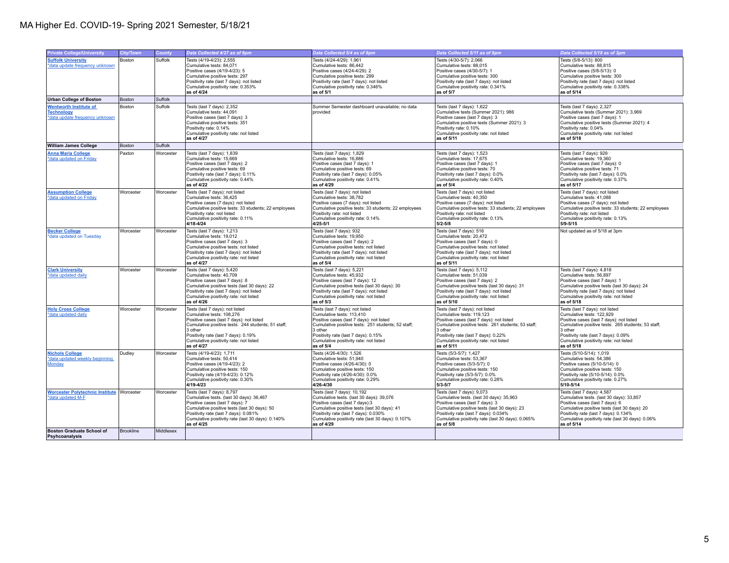# MA Higher Ed. COVID-19- Spring 2021 Semester, 5/18/21

| Private College/University | City/Town | County | Data Collected 4/27 as of 9pm | Data Collected 5/4 as of 9pm | Data Collected 5/11 as of 9pm | Data Collected 5/18 as of 3pm |
|---|---|---|---|---|---|---|
| **Suffolk University**<br>*data update frequency unknown | Boston | Suffolk | Tests (4/19-4/23): 2,555<br>Cumulative tests: 84,071<br>Positive cases (4/19-4/23): 5<br>Cumulative positive tests: 297<br>Positivity rate (last 7 days): not listed<br>Cumulative positivity rate: 0.353%<br>**as of 4/24** | Tests (4/24-4/29): 1,961<br>Cumulative tests: 86,442<br>Positive cases (4/24-4/29): 2<br>Cumulative positive tests: 299<br>Positivity rate (last 7 days): not listed<br>Cumulative positivity rate: 0.346%<br>**as of 5/1** | Tests (4/30-5/7): 2,066<br>Cumulative tests: 88,015<br>Positive cases (4/30-5/7): 1<br>Cumulative positive tests: 300<br>Positivity rate (last 7 days): not listed<br>Cumulative positivity rate: 0.341%<br>**as of 5/7** | Tests (5/8-5/13): 800<br>Cumulative tests: 88,815<br>Positive cases (5/8-5/13): 0<br>Cumulative positive tests: 300<br>Positivity rate (last 7 days): not listed<br>Cumulative positivity rate: 0.338%<br>**as of 5/14** |
| **Urban College of Boston** | Boston | Suffolk | | | | |
| **Wentworth Institute of Technology**<br>*data update frequency unknown | Boston | Suffolk | Tests (last 7 days): 2,352<br>Cumulative tests: 44,091<br>Positive cases (last 7 days): 3<br>Cumulative positive tests: 351<br>Positivity rate: 0.14%<br>Cumulative positivity rate: not listed<br>**as of 4/27** | Summer Semester dashboard unavailable; no data provided | Tests (last 7 days): 1,622<br>Cumulative tests (Summer 2021): 986<br>Positive cases (last 7 days): 3<br>Cumulative positive tests (Summer 2021): 3<br>Positivity rate: 0.10%<br>Cumulative positivity rate: not listed<br>**as of 5/11** | Tests (last 7 days): 2,327<br>Cumulative tests (Summer 2021): 3,969<br>Positive cases (last 7 days): 1<br>Cumulative positive tests (Summer 2021): 4<br>Positivity rate: 0.04%<br>Cumulative positivity rate: not listed<br>**as of 5/18** |
| **William James College** | Boston | Suffolk | | | | |
| **Anna Maria College**<br>*data updated on Friday | Paxton | Worcester | Tests (last 7 days): 1,839<br>Cumulative tests: 15,669<br>Positive cases (last 7 days): 2<br>Cumulative positive tests: 69<br>Positivity rate (last 7 days): 0.11%<br>Cumulative positivity rate: 0.44%<br>**as of 4/22** | Tests (last 7 days): 1,829<br>Cumulative tests: 16,886<br>Positive cases (last 7 days): 1<br>Cumulative positive tests: 69<br>Positivity rate (last 7 days): 0.05%<br>Cumulative positivity rate: 0.41%<br>**as of 4/29** | Tests (last 7 days): 1,523<br>Cumulative tests: 17,675<br>Positive cases (last 7 days): 1<br>Cumulative positive tests: 70<br>Positivity rate (last 7 days): 0.0%<br>Cumulative positivity rate: 0.40%<br>**as of 5/4** | Tests (last 7 days): 929<br>Cumulative tests: 19,360<br>Positive cases (last 7 days): 0<br>Cumulative positive tests: 71<br>Positivity rate (last 7 days): 0.0%<br>Cumulative positivity rate: 0.37%<br>**as of 5/17** |
| **Assumption College**<br>*data updated on Friday | Worcester | Worcester | Tests (last 7 days): not listed<br>Cumulative tests: 36,425<br>Positive cases (7 days): not listed<br>Cumulative positive tests: 33 students; 22 employees<br>Positivity rate: not listed<br>Cumulative positivity rate: 0.11%<br>**4/18-4/24** | Tests (last 7 days): not listed<br>Cumulative tests: 38,782<br>Positive cases (7 days): not listed<br>Cumulative positive tests: 33 students; 22 employees<br>Positivity rate: not listed<br>Cumulative positivity rate: 0.14%<br>**4/25-5/1** | Tests (last 7 days): not listed<br>Cumulative tests: 40,350<br>Positive cases (7 days): not listed<br>Cumulative positive tests: 33 students; 22 employees<br>Positivity rate: not listed<br>Cumulative positivity rate: 0.13%<br>**5/2-5/8** | Tests (last 7 days): not listed<br>Cumulative tests: 41,088<br>Positive cases (7 days): not listed<br>Cumulative positive tests: 33 students; 22 employees<br>Positivity rate: not listed<br>Cumulative positivity rate: 0.13%<br>**5/9-5/15** |
| **Becker College**<br>*data updated on Tuesday | Worcester | Worcester | Tests (last 7 days): 1,213<br>Cumulative tests: 19,012<br>Positive cases (last 7 days): 3<br>Cumulative positive tests: not listed<br>Positivity rate (last 7 days): not listed<br>Cumulative positivity rate: not listed<br>**as of 4/27** | Tests (last 7 days): 932<br>Cumulative tests: 19,950<br>Positive cases (last 7 days): 2<br>Cumulative positive tests: not listed<br>Positivity rate (last 7 days): not listed<br>Cumulative positivity rate: not listed<br>**as of 5/4** | Tests (last 7 days): 516<br>Cumulative tests: 20,472<br>Positive cases (last 7 days): 0<br>Cumulative positive tests: not listed<br>Positivity rate (last 7 days): not listed<br>Cumulative positivity rate: not listed<br>**as of 5/11** | Not updated as of 5/18 at 3pm |
| **Clark University**<br>*data updated daily | Worcester | Worcester | Tests (last 7 days): 5,420<br>Cumulative tests: 40,709<br>Positive cases (last 7 days): 8<br>Cumulative positive tests (last 30 days): 22<br>Positivity rate (last 7 days): not listed<br>Cumulative positivity rate: not listed<br>**as of 4/26** | Tests (last 7 days): 5,221<br>Cumulative tests: 45,932<br>Positive cases (last 7 days): 12<br>Cumulative positive tests (last 30 days): 30<br>Positivity rate (last 7 days): not listed<br>Cumulative positivity rate: not listed<br>**as of 5/3** | Tests (last 7 days): 5,112<br>Cumulative tests: 51,039<br>Positive cases (last 7 days): 2<br>Cumulative positive tests (last 30 days): 31<br>Positivity rate (last 7 days): not listed<br>Cumulative positivity rate: not listed<br>**as of 5/10** | Tests (last 7 days): 4,818<br>Cumulative tests: 56,897<br>Positive cases (last 7 days): 1<br>Cumulative positive tests (last 30 days): 24<br>Positivity rate (last 7 days): not listed<br>Cumulative positivity rate: not listed<br>**as of 5/18** |
| **Holy Cross College**<br>*data updated daily | Worcester | Worcester | Tests (last 7 days): not listed<br>Cumulative tests: 108,276<br>Positive cases (last 7 days): not listed<br>Cumulative positive tests: 244 students; 51 staff; 3 other<br>Positivity rate (last 7 days): 0.19%<br>Cumulative positivity rate: not listed<br>**as of 4/27** | Tests (last 7 days): not listed<br>Cumulative tests: 113,410<br>Positive cases (last 7 days): not listed<br>Cumulative positive tests: 251 students; 52 staff; 3 other<br>Positivity rate (last 7 days): 0.15%<br>Cumulative positivity rate: not listed<br>**as of 5/4** | Tests (last 7 days): not listed<br>Cumulative tests: 119,123<br>Positive cases (last 7 days): not listed<br>Cumulative positive tests: 261 students; 53 staff; 3 other<br>Positivity rate (last 7 days): 0.22%<br>Cumulative positivity rate: not listed<br>**as of 5/11** | Tests (last 7 days): not listed<br>Cumulative tests: 122,929<br>Positive cases (last 7 days): not listed<br>Cumulative positive tests: 265 students; 53 staff; 3 other<br>Positivity rate (last 7 days): 0.09%<br>Cumulative positivity rate: not listed<br>**as of 5/18** |
| **Nichols College**<br>*data updated weekly beginning Monday | Dudley | Worcester | Tests (4/19-4/23): 1,711<br>Cumulative tests: 50,414<br>Positive cases (4/19-4/23): 2<br>Cumulative positive tests: 150<br>Positivity rate (4/19-4/23): 0.12%<br>Cumulative positivity rate: 0.30%<br>**4/19-4/23** | Tests (4/26-4/30): 1,526<br>Cumulative tests: 51,940<br>Positive cases (4/26-4/30): 0<br>Cumulative positive tests: 150<br>Positivity rate (4/26-4/30): 0.0%<br>Cumulative positivity rate: 0.29%<br>**4/26-4/30** | Tests (5/3-5/7): 1,427<br>Cumulative tests: 53,367<br>Positive cases (5/3-5/7): 0<br>Cumulative positive tests: 150<br>Positivity rate (5/3-5/7): 0.0%<br>Cumulative positivity rate: 0.28%<br>**5/3-5/7** | Tests (5/10-5/14): 1,019<br>Cumulative tests: 54,386<br>Positive cases (5/10-5/14): 0<br>Cumulative positive tests: 150<br>Positivity rate (5/10-5/14): 0.0%<br>Cumulative positivity rate: 0.27%<br>**5/10-5/14** |
| **Worcester Polytechnic Institute**<br>*data updated M-F | Worcester | Worcester | Tests (last 7 days): 8,797<br>Cumulative tests. (last 30 days): 36,467<br>Positive cases (last 7 days): 7<br>Cumulative positive tests (last 30 days): 50<br>Positivity rate (last 7 days): 0.081%<br>Cumulative positivity rate (last 30 days): 0.140%<br>**as of 4/25** | Tests (last 7 days): 10,192<br>Cumulative tests. (last 30 days): 39,076<br>Positive cases (last 7 days):3<br>Cumulative positive tests (last 30 days): 41<br>Positivity rate (last 7 days): 0.030%<br>Cumulative positivity rate (last 30 days): 0.107%<br>**as of 4/29** | Tests (last 7 days): 9,073<br>Cumulative tests. (last 30 days): 35,963<br>Positive cases (last 7 days): 3<br>Cumulative positive tests (last 30 days): 23<br>Positivity rate (last 7 days): 0.034%<br>Cumulative positivity rate (last 30 days): 0.065%<br>**as of 5/8** | Tests (last 7 days): 4,587<br>Cumulative tests. (last 30 days): 33,857<br>Positive cases (last 7 days): 6<br>Cumulative positive tests (last 30 days): 20<br>Positivity rate (last 7 days): 0.134%<br>Cumulative positivity rate (last 30 days): 0.06%<br>**as of 5/14** |
| **Boston Graduate School of Psyhcoanalysis** | Brookline | Middlesex | | | | |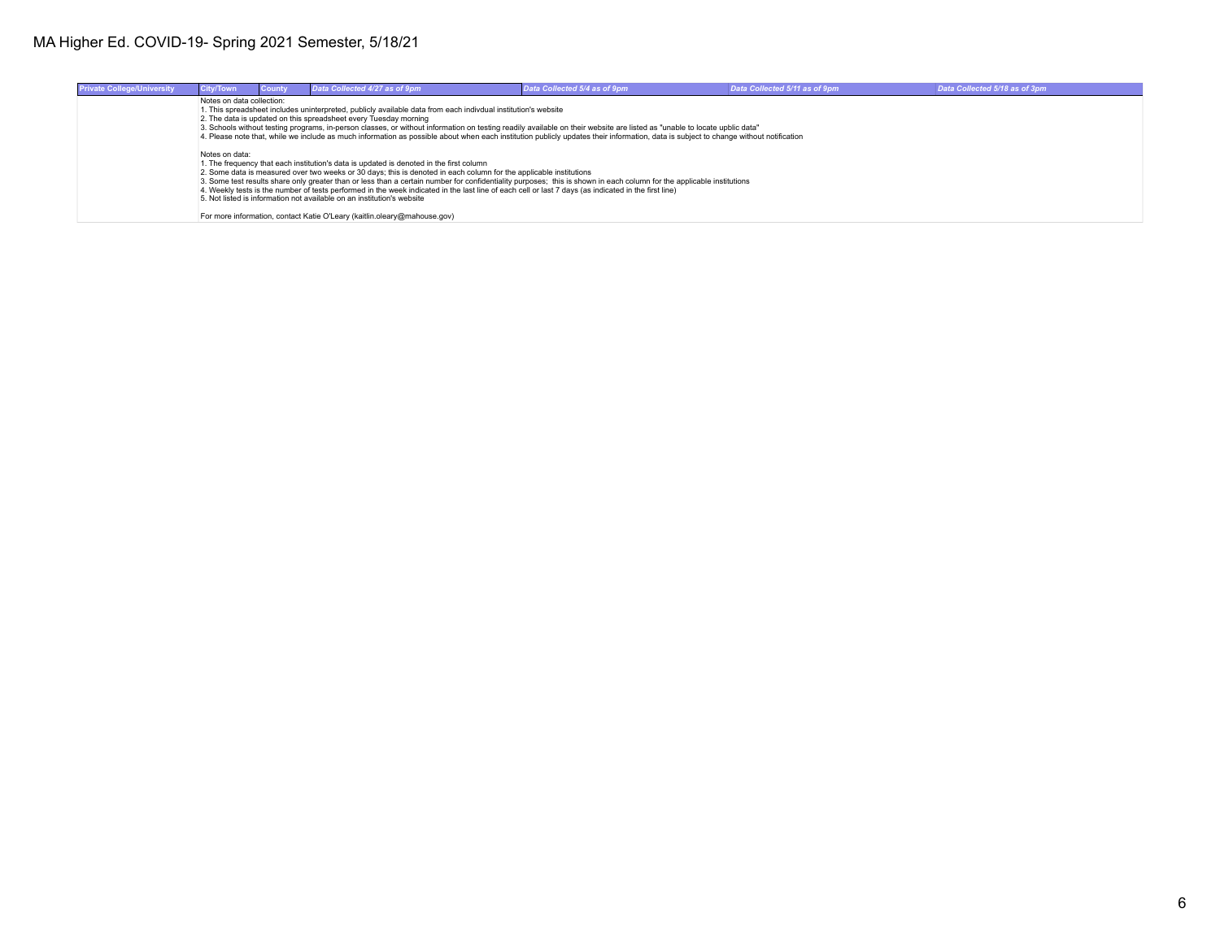# MA Higher Ed. COVID-19- Spring 2021 Semester, 5/18/21

| Private College/University | City/Town | County | *Data Collected 4/27 as of 9pm* | *Data Collected 5/4 as of 9pm* | *Data Collected 5/11 as of 9pm* | *Data Collected 5/18 as of 3pm* |
|---|---|---|---|---|---|---|
| | Notes on data collection:<br>1. This spreadsheet includes uninterpreted, publicly available data from each indivdual institution's website<br>2. The data is updated on this spreadsheet every Tuesday morning<br>3. Schools without testing programs, in-person classes, or without information on testing readily available on their website are listed as "unable to locate upblic data"<br>4. Please note that, while we include as much information as possible about when each institution publicly updates their information, data is subject to change without notification<br><br>Notes on data:<br>1. The frequency that each institution's data is updated is denoted in the first column<br>2. Some data is measured over two weeks or 30 days; this is denoted in each column for the applicable institutions<br>3. Some test results share only greater than or less than a certain number for confidentiality purposes; this is shown in each column for the applicable institutions<br>4. Weekly tests is the number of tests performed in the week indicated in the last line of each cell or last 7 days (as indicated in the first line)<br>5. Not listed is information not available on an institution's website<br><br>For more information, contact Katie O'Leary (kaitlin.oleary@mahouse.gov) | | | | | |